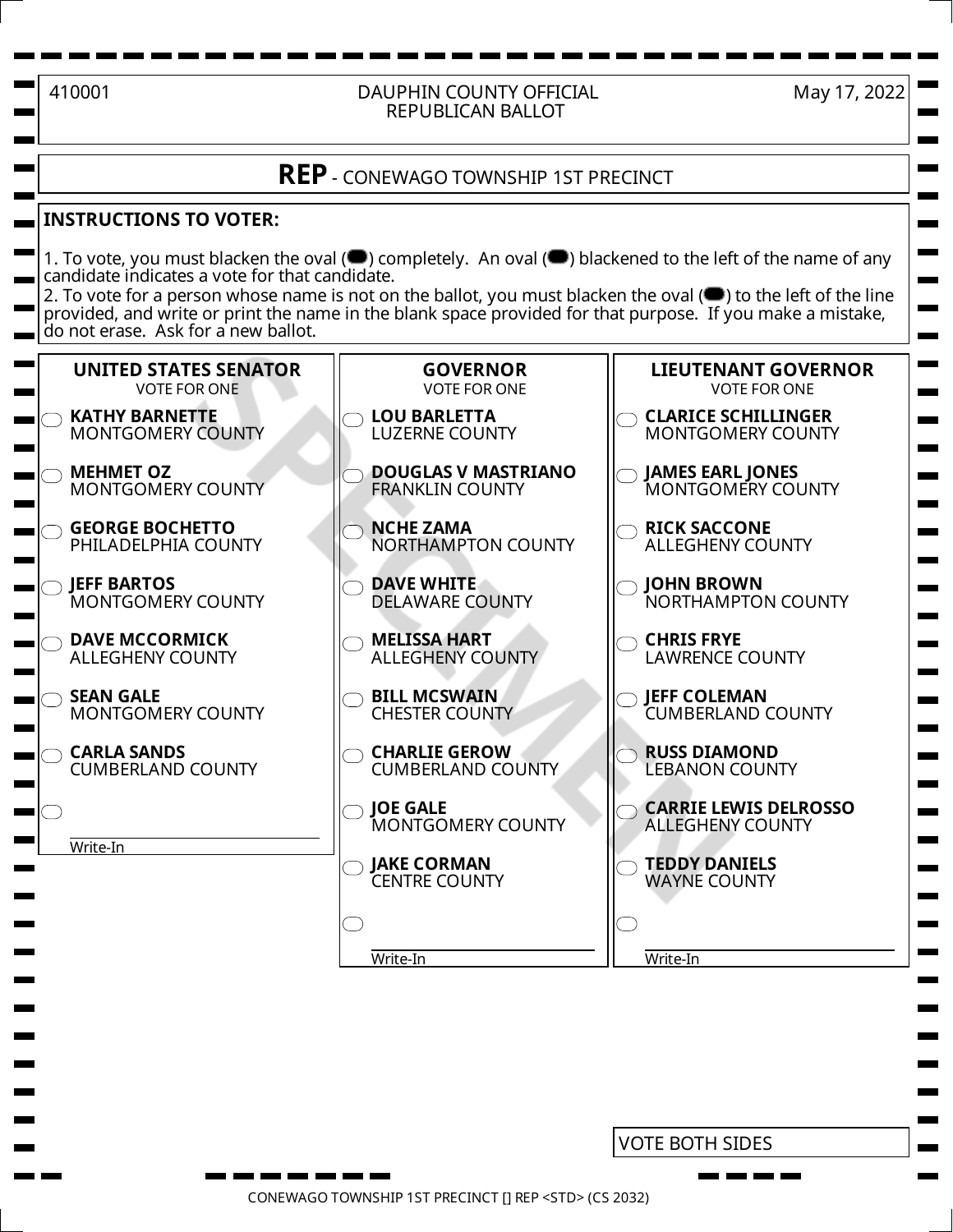410001 DAUPHIN COUNTY OFFICIAL REPUBLICAN BALLOT May 17, 2022

# REP - CONEWAGO TOWNSHIP 1ST PRECINCT

**INSTRUCTIONS TO VOTER:**

1. To vote, you must blacken the oval (⬬) completely. An oval (⬬) blackened to the left of the name of any candidate indicates a vote for that candidate.
2. To vote for a person whose name is not on the ballot, you must blacken the oval (⬬) to the left of the line provided, and write or print the name in the blank space provided for that purpose. If you make a mistake, do not erase. Ask for a new ballot.

## UNITED STATES SENATOR
VOTE FOR ONE

- **KATHY BARNETTE** MONTGOMERY COUNTY
- **MEHMET OZ** MONTGOMERY COUNTY
- **GEORGE BOCHETTO** PHILADELPHIA COUNTY
- **JEFF BARTOS** MONTGOMERY COUNTY
- **DAVE MCCORMICK** ALLEGHENY COUNTY
- **SEAN GALE** MONTGOMERY COUNTY
- **CARLA SANDS** CUMBERLAND COUNTY
- Write-In

## GOVERNOR
VOTE FOR ONE

- **LOU BARLETTA** LUZERNE COUNTY
- **DOUGLAS V MASTRIANO** FRANKLIN COUNTY
- **NCHE ZAMA** NORTHAMPTON COUNTY
- **DAVE WHITE** DELAWARE COUNTY
- **MELISSA HART** ALLEGHENY COUNTY
- **BILL MCSWAIN** CHESTER COUNTY
- **CHARLIE GEROW** CUMBERLAND COUNTY
- **JOE GALE** MONTGOMERY COUNTY
- **JAKE CORMAN** CENTRE COUNTY
- Write-In

## LIEUTENANT GOVERNOR
VOTE FOR ONE

- **CLARICE SCHILLINGER** MONTGOMERY COUNTY
- **JAMES EARL JONES** MONTGOMERY COUNTY
- **RICK SACCONE** ALLEGHENY COUNTY
- **JOHN BROWN** NORTHAMPTON COUNTY
- **CHRIS FRYE** LAWRENCE COUNTY
- **JEFF COLEMAN** CUMBERLAND COUNTY
- **RUSS DIAMOND** LEBANON COUNTY
- **CARRIE LEWIS DELROSSO** ALLEGHENY COUNTY
- **TEDDY DANIELS** WAYNE COUNTY
- Write-In

VOTE BOTH SIDES

CONEWAGO TOWNSHIP 1ST PRECINCT [] REP <STD> (CS 2032)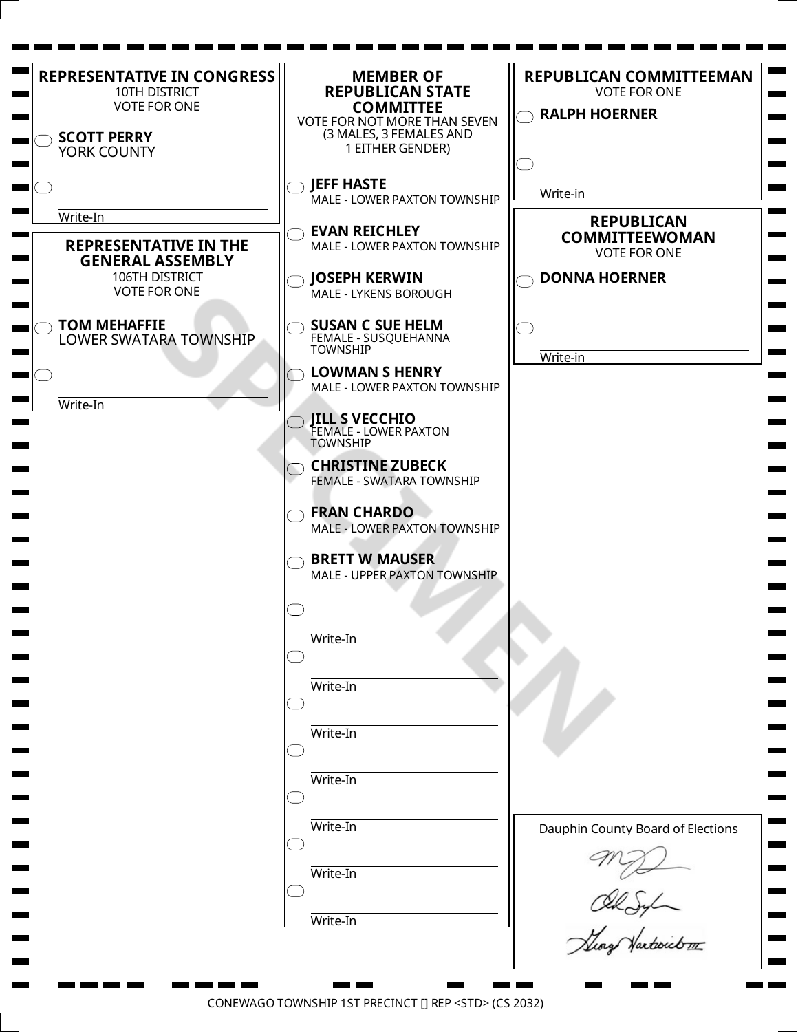## REPRESENTATIVE IN CONGRESS

10TH DISTRICT
VOTE FOR ONE

- **SCOTT PERRY**
  YORK COUNTY
- Write-In

## REPRESENTATIVE IN THE GENERAL ASSEMBLY

106TH DISTRICT
VOTE FOR ONE

- **TOM MEHAFFIE**
  LOWER SWATARA TOWNSHIP
- Write-In

## MEMBER OF REPUBLICAN STATE COMMITTEE

VOTE FOR NOT MORE THAN SEVEN
(3 MALES, 3 FEMALES AND
1 EITHER GENDER)

- **JEFF HASTE**
  MALE - LOWER PAXTON TOWNSHIP
- **EVAN REICHLEY**
  MALE - LOWER PAXTON TOWNSHIP
- **JOSEPH KERWIN**
  MALE - LYKENS BOROUGH
- **SUSAN C SUE HELM**
  FEMALE - SUSQUEHANNA TOWNSHIP
- **LOWMAN S HENRY**
  MALE - LOWER PAXTON TOWNSHIP
- **JILL S VECCHIO**
  FEMALE - LOWER PAXTON TOWNSHIP
- **CHRISTINE ZUBECK**
  FEMALE - SWATARA TOWNSHIP
- **FRAN CHARDO**
  MALE - LOWER PAXTON TOWNSHIP
- **BRETT W MAUSER**
  MALE - UPPER PAXTON TOWNSHIP
- Write-In
- Write-In
- Write-In
- Write-In
- Write-In
- Write-In
- Write-In

## REPUBLICAN COMMITTEEMAN

VOTE FOR ONE

- **RALPH HOERNER**
- Write-in

## REPUBLICAN COMMITTEEWOMAN

VOTE FOR ONE

- **DONNA HOERNER**
- Write-in

Dauphin County Board of Elections

SPECIMEN

CONEWAGO TOWNSHIP 1ST PRECINCT [] REP <STD> (CS 2032)